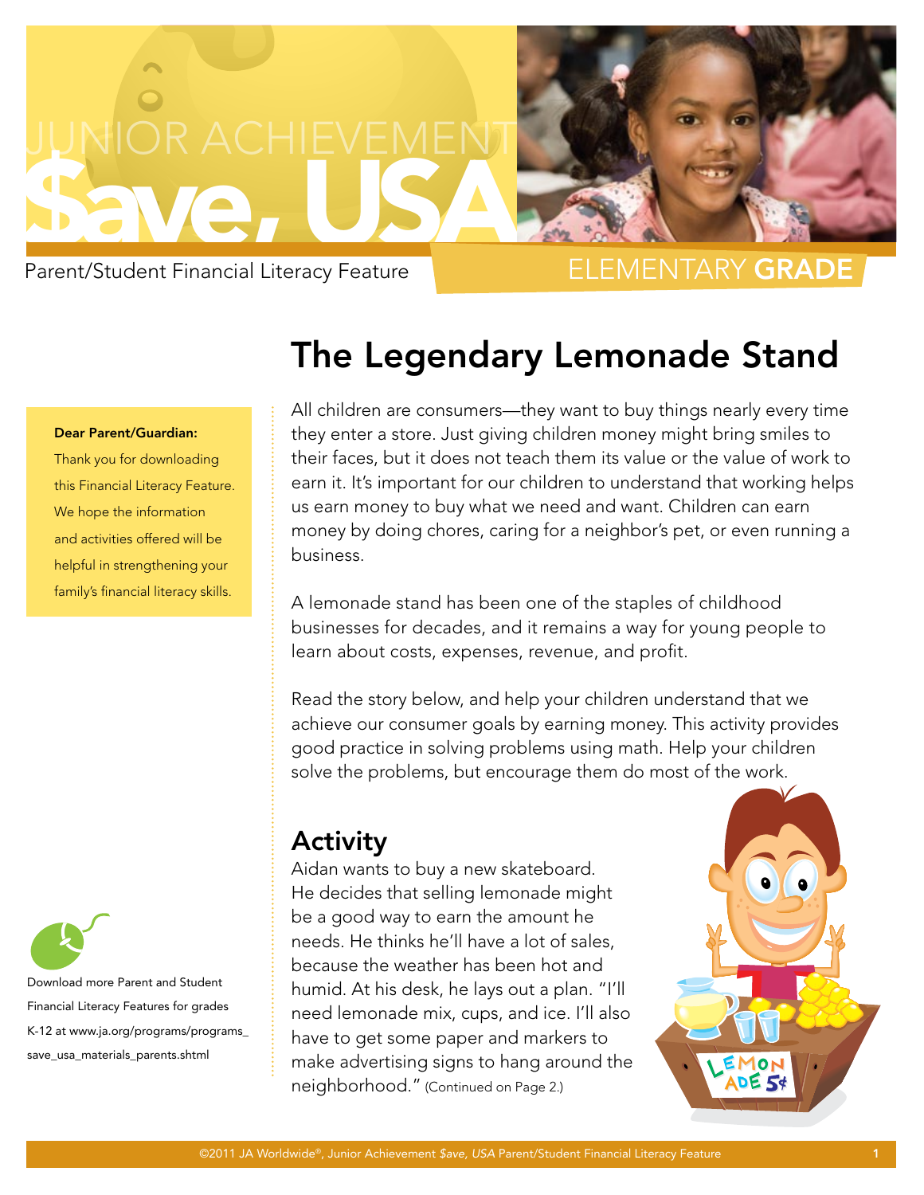# Junior Achievement $ave, USA

Parent/Student Financial Literacy Feature

ELEMENTARY **GRADE**

## The Legendary Lemonade Stand

**Dear Parent/Guardian:**

Thank you for downloading this Financial Literacy Feature. We hope the information and activities offered will be helpful in strengthening your family's financial literacy skills.

All children are consumers—they want to buy things nearly every time they enter a store. Just giving children money might bring smiles to their faces, but it does not teach them its value or the value of work to earn it. It's important for our children to understand that working helps us earn money to buy what we need and want. Children can earn money by doing chores, caring for a neighbor's pet, or even running a business.

A lemonade stand has been one of the staples of childhood businesses for decades, and it remains a way for young people to learn about costs, expenses, revenue, and profit.

Read the story below, and help your children understand that we achieve our consumer goals by earning money. This activity provides good practice in solving problems using math. Help your children solve the problems, but encourage them do most of the work.

### Activity

Aidan wants to buy a new skateboard. He decides that selling lemonade might be a good way to earn the amount he needs. He thinks he'll have a lot of sales, because the weather has been hot and humid. At his desk, he lays out a plan. "I'll need lemonade mix, cups, and ice. I'll also have to get some paper and markers to make advertising signs to hang around the neighborhood." (Continued on Page 2.)

Download more Parent and Student Financial Literacy Features for grades K-12 at www.ja.org/programs/programs_save_usa_materials_parents.shtml

©2011 JA Worldwide®, Junior Achievement *$ave, USA* Parent/Student Financial Literacy Feature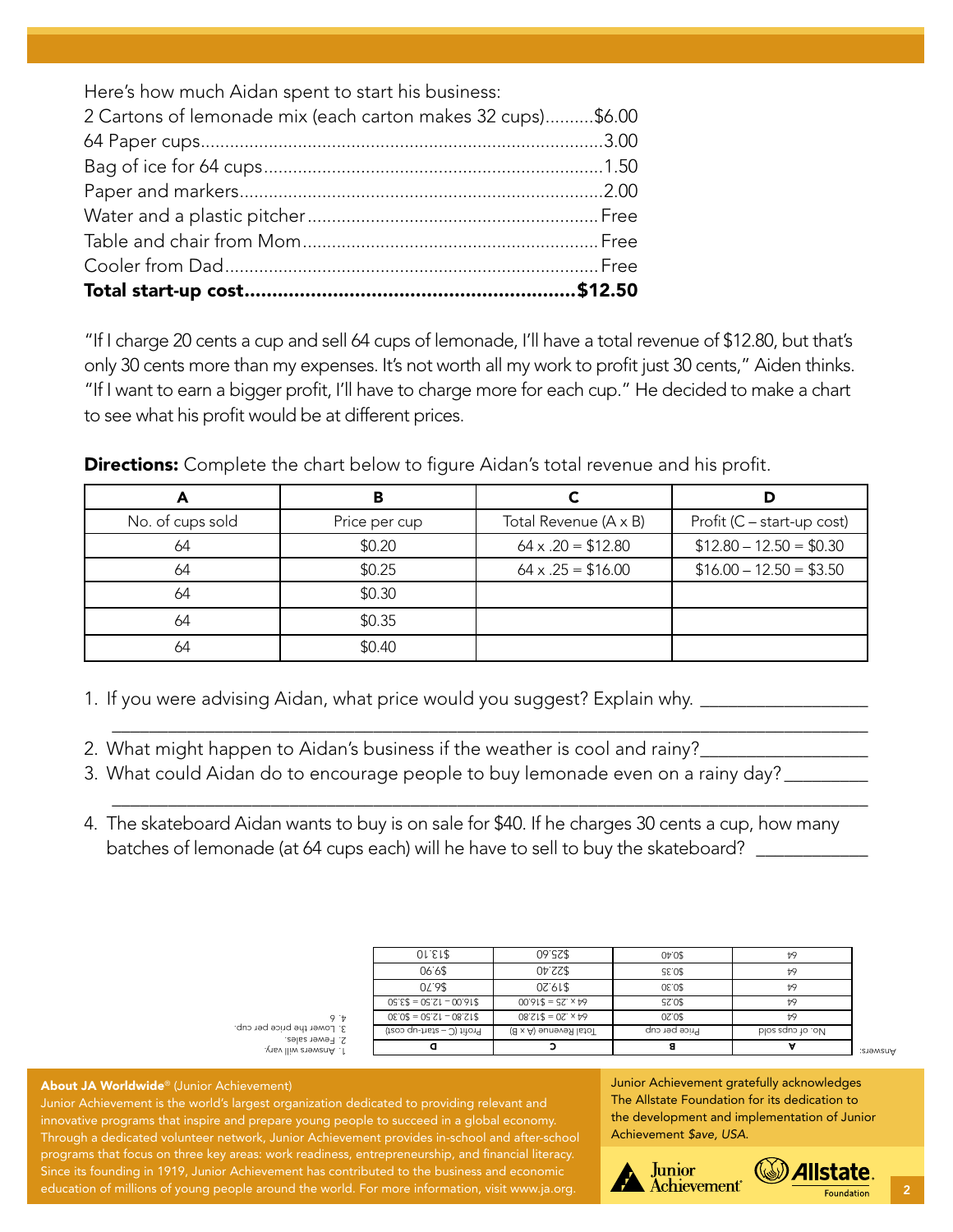Here's how much Aidan spent to start his business:

| | |
|---|---|
| 2 Cartons of lemonade mix (each carton makes 32 cups) | $6.00 |
| 64 Paper cups | 3.00 |
| Bag of ice for 64 cups | 1.50 |
| Paper and markers | 2.00 |
| Water and a plastic pitcher | Free |
| Table and chair from Mom | Free |
| Cooler from Dad | Free |
| **Total start-up cost** | **$12.50** |

"If I charge 20 cents a cup and sell 64 cups of lemonade, I'll have a total revenue of $12.80, but that's only 30 cents more than my expenses. It's not worth all my work to profit just 30 cents," Aiden thinks. "If I want to earn a bigger profit, I'll have to charge more for each cup." He decided to make a chart to see what his profit would be at different prices.

**Directions:** Complete the chart below to figure Aidan's total revenue and his profit.

| A | B | C | D |
|---|---|---|---|
| No. of cups sold | Price per cup | Total Revenue (A x B) | Profit (C – start-up cost) |
| 64 | $0.20 | 64 x .20 = $12.80 | $12.80 – 12.50 = $0.30 |
| 64 | $0.25 | 64 x .25 = $16.00 | $16.00 – 12.50 = $3.50 |
| 64 | $0.30 | | |
| 64 | $0.35 | | |
| 64 | $0.40 | | |

1. If you were advising Aidan, what price would you suggest? Explain why. ______________________________
2. What might happen to Aidan's business if the weather is cool and rainy? ______________
3. What could Aidan do to encourage people to buy lemonade even on a rainy day? ______________
4. The skateboard Aidan wants to buy is on sale for $40. If he charges 30 cents a cup, how many batches of lemonade (at 64 cups each) will he have to sell to buy the skateboard? __________

Answers:

| A | B | C | D |
|---|---|---|---|
| No. of cups sold | Price per cup | Total Revenue (A x B) | Profit (C – start-up cost) |
| 64 | $0.20 | 64 x .20 = $12.80 | $12.80 – 12.50 = $0.30 |
| 64 | $0.25 | 64 x .25 = $16.00 | $16.00 – 12.50 = $3.50 |
| 64 | $0.30 | $19.20 | $6.70 |
| 64 | $0.35 | $22.40 | $9.90 |
| 64 | $0.40 | $25.60 | $13.10 |

1. Answers will vary.
2. Fewer sales.
3. Lower the price per cup.
4. 6

**About JA Worldwide®** (Junior Achievement)

Junior Achievement is the world's largest organization dedicated to providing relevant and innovative programs that inspire and prepare young people to succeed in a global economy. Through a dedicated volunteer network, Junior Achievement provides in-school and after-school programs that focus on three key areas: work readiness, entrepreneurship, and financial literacy. Since its founding in 1919, Junior Achievement has contributed to the business and economic education of millions of young people around the world. For more information, visit www.ja.org.

Junior Achievement gratefully acknowledges The Allstate Foundation for its dedication to the development and implementation of Junior Achievement *$ave, USA.*

Junior Achievement

Allstate Foundation